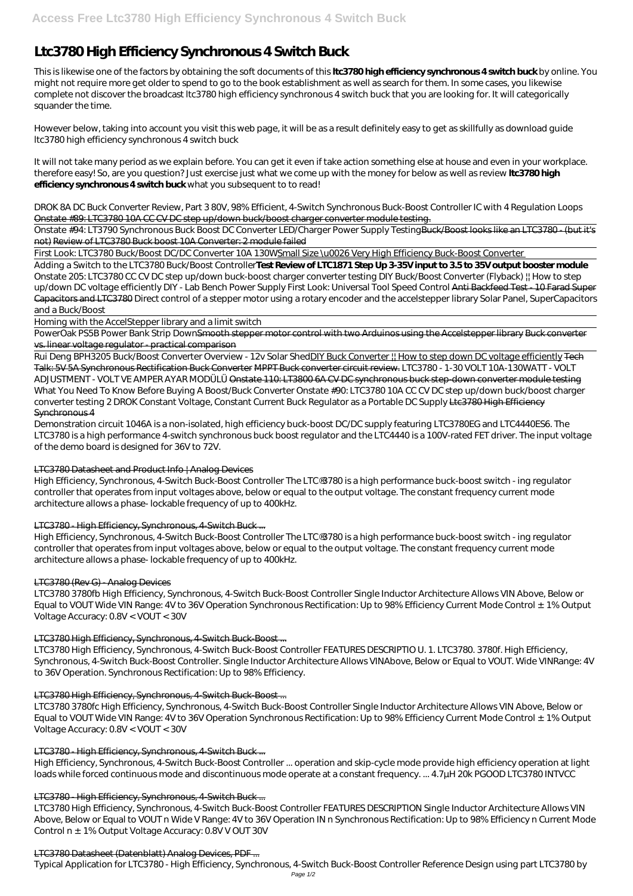# Ltc3780 High Efficiency Synchronous 4 Switch Buck

This is likewise one of the factors by obtaining the soft documents of this **ltc3780 high efficiency synchronous 4 switch buck** by online. You might not require more get older to spend to go to the book establishment as well as search for them. In some cases, you likewise complete not discover the broadcast ltc3780 high efficiency synchronous 4 switch buck that you are looking for. It will categorically squander the time.

However below, taking into account you visit this web page, it will be as a result definitely easy to get as skillfully as download guide ltc3780 high efficiency synchronous 4 switch buck

It will not take many period as we explain before. You can get it even if take action something else at house and even in your workplace. therefore easy! So, are you question? Just exercise just what we come up with the money for below as well as review **ltc3780 high efficiency synchronous 4 switch buck** what you subsequent to to read!

*DROK 8A DC Buck Converter Review, Part 3 80V, 98% Efficient, 4-Switch Synchronous Buck-Boost Controller IC with 4 Regulation Loops* ~~Onstate #89: LTC3780 10A CC CV DC step up/down buck/boost charger converter module testing.~~

Onstate #94: LT3790 Synchronous Buck Boost DC Converter LED/Charger Power Supply Testing~~Buck/Boost looks like an LTC3780 - (but it's not)~~ ~~Review of LTC3780 Buck boost 10A Converter: 2 module failed~~

First Look: LTC3780 Buck/Boost DC/DC Converter 10A 130WSmall Size \u0026 Very High Efficiency Buck-Boost Converter

Adding a Switch to the LTC3780 Buck/Boost Controller**Test Review of LTC1871 Step Up 3-35V input to 3.5 to 35V output booster module** *Onstate 205: LTC3780 CC CV DC step up/down buck-boost charger converter testing DIY Buck/Boost Converter (Flyback) || How to step up/down DC voltage efficiently DIY - Lab Bench Power Supply First Look: Universal Tool Speed Control* ~~Anti Backfeed Test - 10 Farad Super Capacitors and LTC3780~~ *Direct control of a stepper motor using a rotary encoder and the accelstepper library Solar Panel, SuperCapacitors and a Buck/Boost*

Homing with the AccelStepper library and a limit switch

PowerOak PS5B Power Bank Strip Down~~Smooth stepper motor control with two Arduinos using the Accelstepper library~~ ~~Buck converter vs. linear voltage regulator - practical comparison~~

Rui Deng BPH3205 Buck/Boost Converter Overview - 12v Solar ShedDIY Buck Converter || How to step down DC voltage efficiently ~~Tech Talk: 5V 5A Synchronous Rectification Buck Converter~~ ~~MPPT Buck converter circuit review.~~ *LTC3780 - 1-30 VOLT 10A-130WATT - VOLT ADJUSTMENT - VOLT VE AMPER AYAR MODÜLÜ* ~~Onstate 110: LT3800 6A CV DC synchronous buck step-down converter module testing~~ *What You Need To Know Before Buying A Boost/Buck Converter Onstate #90: LTC3780 10A CC CV DC step up/down buck/boost charger converter testing 2 DROK Constant Voltage, Constant Current Buck Regulator as a Portable DC Supply* ~~Ltc3780 High Efficiency Synchronous 4~~

Demonstration circuit 1046A is a non-isolated, high efficiency buck-boost DC/DC supply featuring LTC3780EG and LTC4440ES6. The LTC3780 is a high performance 4-switch synchronous buck boost regulator and the LTC4440 is a 100V-rated FET driver. The input voltage of the demo board is designed for 36V to 72V.

## LTC3780 Datasheet and Product Info | Analog Devices

High Efficiency, Synchronous, 4-Switch Buck-Boost Controller The LTC®3780 is a high performance buck-boost switch - ing regulator controller that operates from input voltages above, below or equal to the output voltage. The constant frequency current mode architecture allows a phase- lockable frequency of up to 400kHz.

## LTC3780 - High Efficiency, Synchronous, 4-Switch Buck ...

High Efficiency, Synchronous, 4-Switch Buck-Boost Controller The LTC®3780 is a high performance buck-boost switch - ing regulator controller that operates from input voltages above, below or equal to the output voltage. The constant frequency current mode architecture allows a phase- lockable frequency of up to 400kHz.

## LTC3780 (Rev G) - Analog Devices

LTC3780 3780fb High Efficiency, Synchronous, 4-Switch Buck-Boost Controller Single Inductor Architecture Allows VIN Above, Below or Equal to VOUT Wide VIN Range: 4V to 36V Operation Synchronous Rectification: Up to 98% Efficiency Current Mode Control ± 1% Output Voltage Accuracy: 0.8V < VOUT < 30V

## LTC3780 High Efficiency, Synchronous, 4-Switch Buck-Boost ...

LTC3780 High Efficiency, Synchronous, 4-Switch Buck-Boost Controller FEATURES DESCRIPTIO U. 1. LTC3780. 3780f. High Efficiency, Synchronous, 4-Switch Buck-Boost Controller. Single Inductor Architecture Allows VINAbove, Below or Equal to VOUT. Wide VINRange: 4V to 36V Operation. Synchronous Rectification: Up to 98% Efficiency.

## LTC3780 High Efficiency, Synchronous, 4-Switch Buck-Boost ...

LTC3780 3780fc High Efficiency, Synchronous, 4-Switch Buck-Boost Controller Single Inductor Architecture Allows VIN Above, Below or Equal to VOUT Wide VIN Range: 4V to 36V Operation Synchronous Rectification: Up to 98% Efficiency Current Mode Control ± 1% Output Voltage Accuracy: 0.8V < VOUT < 30V

## LTC3780 - High Efficiency, Synchronous, 4-Switch Buck ...

High Efficiency, Synchronous, 4-Switch Buck-Boost Controller ... operation and skip-cycle mode provide high efficiency operation at light loads while forced continuous mode and discontinuous mode operate at a constant frequency. ... 4.7µH 20k PGOOD LTC3780 INTVCC

## LTC3780 - High Efficiency, Synchronous, 4-Switch Buck ...

LTC3780 High Efficiency, Synchronous, 4-Switch Buck-Boost Controller FEATURES DESCRIPTION Single Inductor Architecture Allows VIN Above, Below or Equal to VOUT n Wide V Range: 4V to 36V Operation IN n Synchronous Rectification: Up to 98% Efficiency n Current Mode Control n ± 1% Output Voltage Accuracy: 0.8V V OUT 30V

## LTC3780 Datasheet (Datenblatt) Analog Devices, PDF ...

Typical Application for LTC3780 - High Efficiency, Synchronous, 4-Switch Buck-Boost Controller Reference Design using part LTC3780 by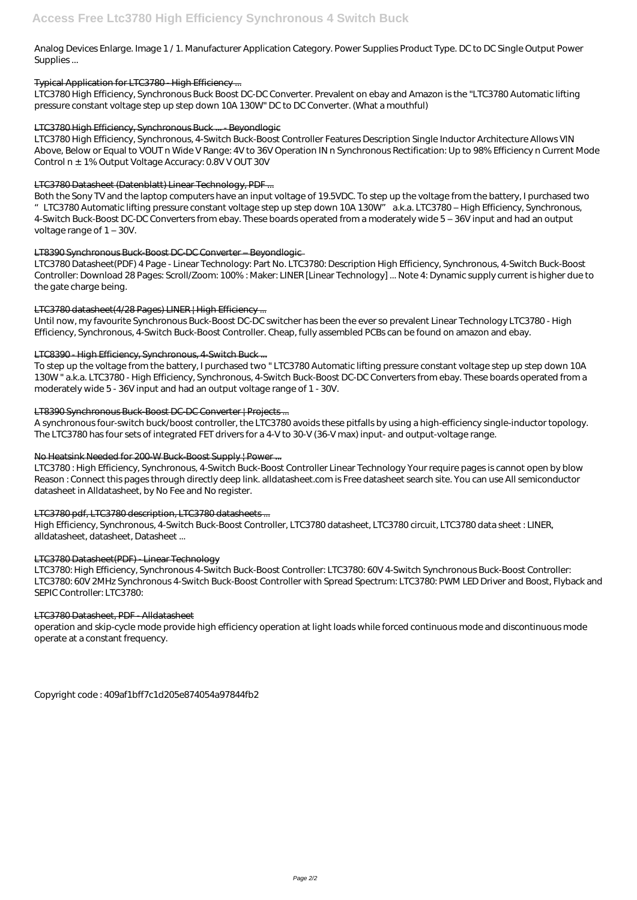Analog Devices Enlarge. Image 1 / 1. Manufacturer Application Category. Power Supplies Product Type. DC to DC Single Output Power Supplies ...

## Typical Application for LTC3780 - High Efficiency ...

LTC3780 High Efficiency, Synchronous Buck Boost DC-DC Converter. Prevalent on ebay and Amazon is the "LTC3780 Automatic lifting pressure constant voltage step up step down 10A 130W" DC to DC Converter. (What a mouthful)

## LTC3780 High Efficiency, Synchronous Buck ... - Beyondlogic

LTC3780 High Efficiency, Synchronous, 4-Switch Buck-Boost Controller Features Description Single Inductor Architecture Allows VIN Above, Below or Equal to VOUT n Wide V Range: 4V to 36V Operation IN n Synchronous Rectification: Up to 98% Efficiency n Current Mode Control n ± 1% Output Voltage Accuracy: 0.8V V OUT 30V

## LTC3780 Datasheet (Datenblatt) Linear Technology, PDF ...

Both the Sony TV and the laptop computers have an input voltage of 19.5VDC. To step up the voltage from the battery, I purchased two "LTC3780 Automatic lifting pressure constant voltage step up step down 10A 130W" a.k.a. LTC3780 – High Efficiency, Synchronous, 4-Switch Buck-Boost DC-DC Converters from ebay. These boards operated from a moderately wide 5 – 36V input and had an output voltage range of 1 – 30V.

## LT8390 Synchronous Buck-Boost DC-DC Converter – Beyondlogic

LTC3780 Datasheet(PDF) 4 Page - Linear Technology: Part No. LTC3780: Description High Efficiency, Synchronous, 4-Switch Buck-Boost Controller: Download 28 Pages: Scroll/Zoom: 100% : Maker: LINER [Linear Technology] ... Note 4: Dynamic supply current is higher due to the gate charge being.

## LTC3780 datasheet(4/28 Pages) LINER | High Efficiency ...

Until now, my favourite Synchronous Buck-Boost DC-DC switcher has been the ever so prevalent Linear Technology LTC3780 - High Efficiency, Synchronous, 4-Switch Buck-Boost Controller. Cheap, fully assembled PCBs can be found on amazon and ebay.

## LTC8390 - High Efficiency, Synchronous, 4-Switch Buck ...

To step up the voltage from the battery, I purchased two " LTC3780 Automatic lifting pressure constant voltage step up step down 10A 130W " a.k.a. LTC3780 - High Efficiency, Synchronous, 4-Switch Buck-Boost DC-DC Converters from ebay. These boards operated from a moderately wide 5 - 36V input and had an output voltage range of 1 - 30V.

## LT8390 Synchronous Buck-Boost DC-DC Converter | Projects ...

A synchronous four-switch buck/boost controller, the LTC3780 avoids these pitfalls by using a high-efficiency single-inductor topology. The LTC3780 has four sets of integrated FET drivers for a 4-V to 30-V (36-V max) input- and output-voltage range.

## No Heatsink Needed for 200-W Buck-Boost Supply | Power ...

LTC3780 : High Efficiency, Synchronous, 4-Switch Buck-Boost Controller Linear Technology Your require pages is cannot open by blow Reason : Connect this pages through directly deep link. alldatasheet.com is Free datasheet search site. You can use All semiconductor datasheet in Alldatasheet, by No Fee and No register.

## LTC3780 pdf, LTC3780 description, LTC3780 datasheets ...

High Efficiency, Synchronous, 4-Switch Buck-Boost Controller, LTC3780 datasheet, LTC3780 circuit, LTC3780 data sheet : LINER, alldatasheet, datasheet, Datasheet ...

## LTC3780 Datasheet(PDF) - Linear Technology

LTC3780: High Efficiency, Synchronous 4-Switch Buck-Boost Controller: LTC3780: 60V 4-Switch Synchronous Buck-Boost Controller: LTC3780: 60V 2MHz Synchronous 4-Switch Buck-Boost Controller with Spread Spectrum: LTC3780: PWM LED Driver and Boost, Flyback and SEPIC Controller: LTC3780:

## LTC3780 Datasheet, PDF - Alldatasheet

operation and skip-cycle mode provide high efficiency operation at light loads while forced continuous mode and discontinuous mode operate at a constant frequency.

Copyright code : 409af1bff7c1d205e874054a97844fb2